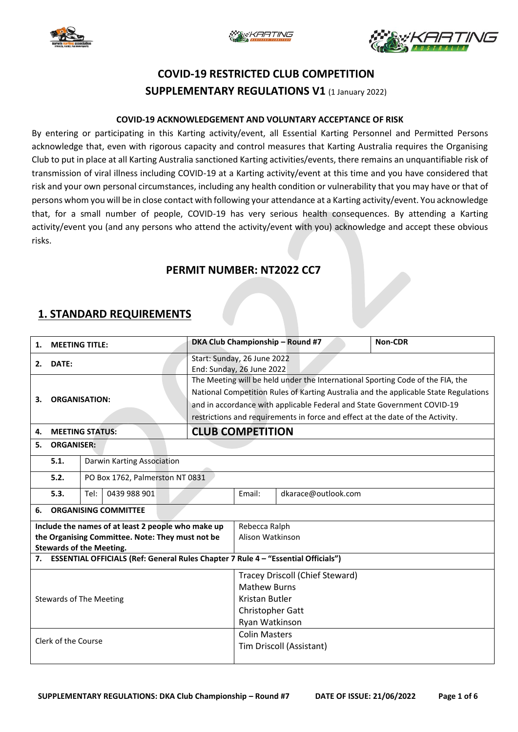# COVID-19 RESTRICTED CLUB COMPETITION
## SUPPLEMENTARY REGULATIONS V1 (1 January 2022)

**COVID-19 ACKNOWLEDGEMENT AND VOLUNTARY ACCEPTANCE OF RISK**

By entering or participating in this Karting activity/event, all Essential Karting Personnel and Permitted Persons acknowledge that, even with rigorous capacity and control measures that Karting Australia requires the Organising Club to put in place at all Karting Australia sanctioned Karting activities/events, there remains an unquantifiable risk of transmission of viral illness including COVID-19 at a Karting activity/event at this time and you have considered that risk and your own personal circumstances, including any health condition or vulnerability that you may have or that of persons whom you will be in close contact with following your attendance at a Karting activity/event. You acknowledge that, for a small number of people, COVID-19 has very serious health consequences. By attending a Karting activity/event you (and any persons who attend the activity/event with you) acknowledge and accept these obvious risks.

## PERMIT NUMBER: NT2022 CC7

## 1. STANDARD REQUIREMENTS

| | | | |
|---|---|---|---|
| **1. MEETING TITLE:** | **DKA Club Championship – Round #7** | **Non-CDR** | |
| **2. DATE:** | Start: Sunday, 26 June 2022<br>End: Sunday, 26 June 2022 | | |
| **3. ORGANISATION:** | The Meeting will be held under the International Sporting Code of the FIA, the National Competition Rules of Karting Australia and the applicable State Regulations and in accordance with applicable Federal and State Government COVID-19 restrictions and requirements in force and effect at the date of the Activity. | | |
| **4. MEETING STATUS:** | **CLUB COMPETITION** | | |
| **5. ORGANISER:** | | | |
| **5.1.** | Darwin Karting Association | | |
| **5.2.** | PO Box 1762, Palmerston NT 0831 | | |
| **5.3.** | Tel: 0439 988 901 | Email: | dkarace@outlook.com |
| **6. ORGANISING COMMITTEE** | | | |
| **Include the names of at least 2 people who make up the Organising Committee. Note: They must not be Stewards of the Meeting.** | Rebecca Ralph<br>Alison Watkinson | | |
| **7. ESSENTIAL OFFICIALS (Ref: General Rules Chapter 7 Rule 4 – "Essential Officials")** | | | |
| Stewards of The Meeting | Tracey Driscoll (Chief Steward)<br>Mathew Burns<br>Kristan Butler<br>Christopher Gatt<br>Ryan Watkinson | | |
| Clerk of the Course | Colin Masters<br>Tim Driscoll (Assistant) | | |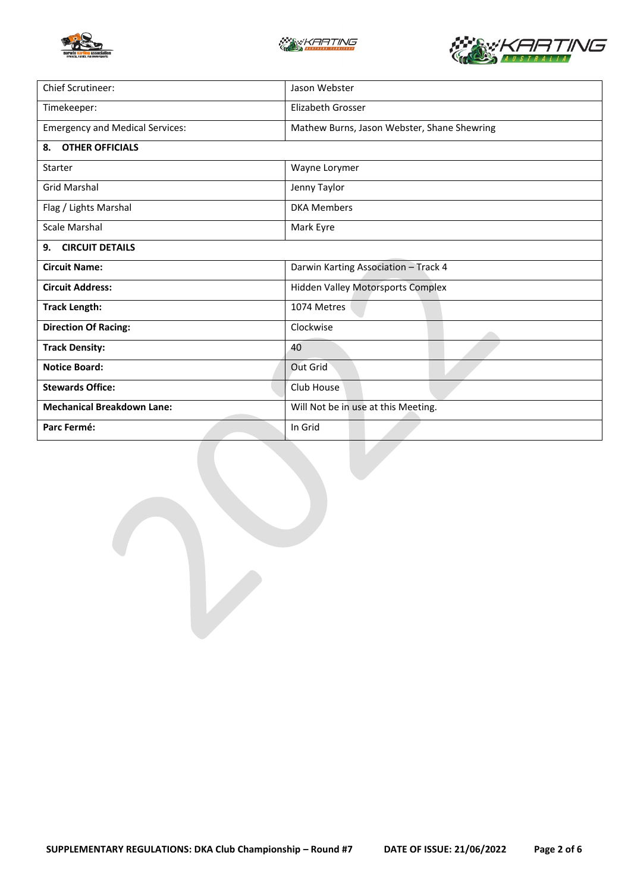| | |
|---|---|
| Chief Scrutineer: | Jason Webster |
| Timekeeper: | Elizabeth Grosser |
| Emergency and Medical Services: | Mathew Burns, Jason Webster, Shane Shewring |
| **8. OTHER OFFICIALS** | |
| Starter | Wayne Lorymer |
| Grid Marshal | Jenny Taylor |
| Flag / Lights Marshal | DKA Members |
| Scale Marshal | Mark Eyre |
| **9. CIRCUIT DETAILS** | |
| **Circuit Name:** | Darwin Karting Association – Track 4 |
| **Circuit Address:** | Hidden Valley Motorsports Complex |
| **Track Length:** | 1074 Metres |
| **Direction Of Racing:** | Clockwise |
| **Track Density:** | 40 |
| **Notice Board:** | Out Grid |
| **Stewards Office:** | Club House |
| **Mechanical Breakdown Lane:** | Will Not be in use at this Meeting. |
| **Parc Fermé:** | In Grid |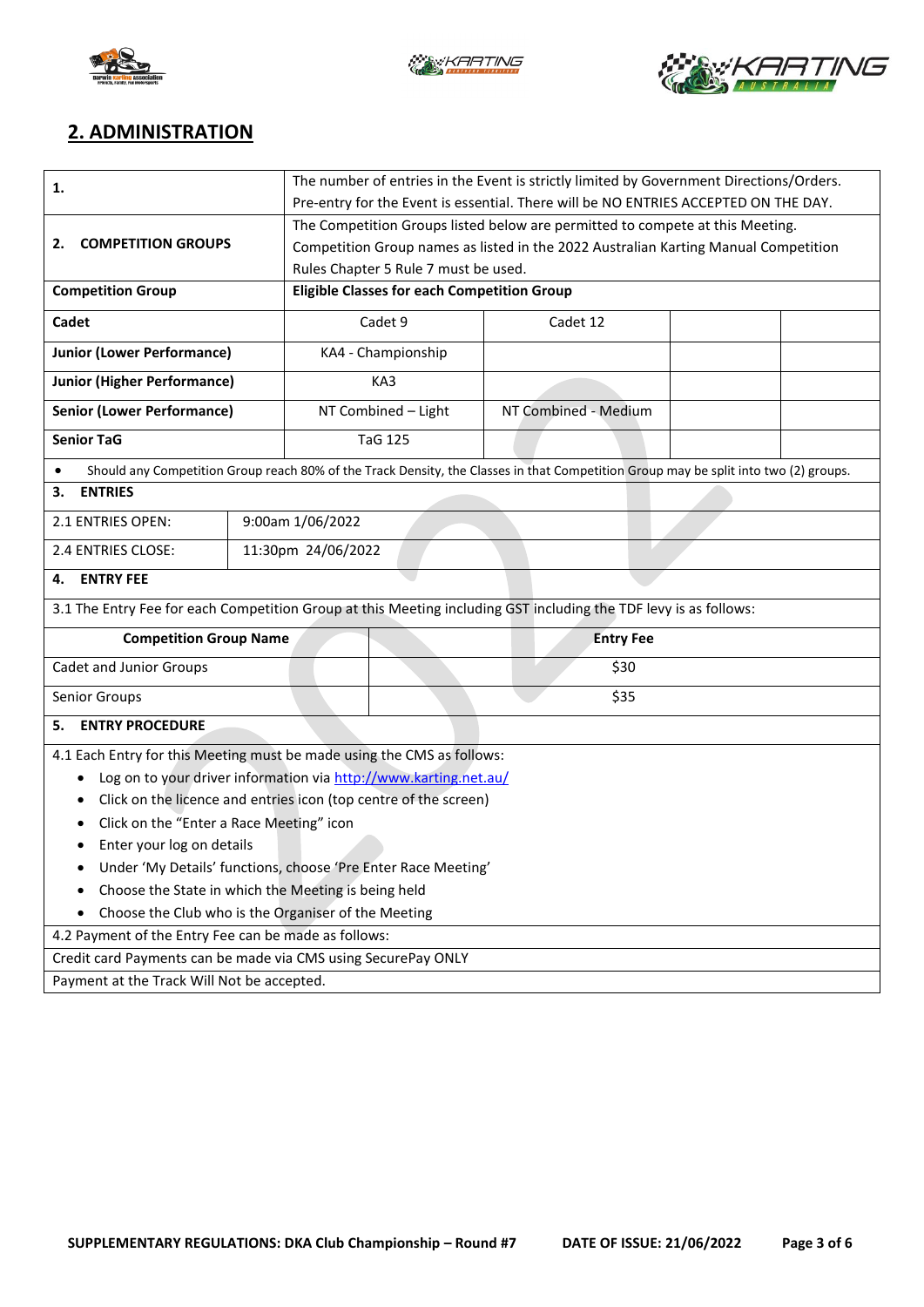## 2. ADMINISTRATION

| | |
|---|---|
| **1.** | The number of entries in the Event is strictly limited by Government Directions/Orders. Pre-entry for the Event is essential. There will be NO ENTRIES ACCEPTED ON THE DAY. |
| **2. COMPETITION GROUPS** | The Competition Groups listed below are permitted to compete at this Meeting. Competition Group names as listed in the 2022 Australian Karting Manual Competition Rules Chapter 5 Rule 7 must be used. |

| **Competition Group** | **Eligible Classes for each Competition Group** | | | |
|---|---|---|---|---|
| **Cadet** | Cadet 9 | Cadet 12 | | |
| **Junior (Lower Performance)** | KA4 - Championship | | | |
| **Junior (Higher Performance)** | KA3 | | | |
| **Senior (Lower Performance)** | NT Combined – Light | NT Combined - Medium | | |
| **Senior TaG** | TaG 125 | | | |

- Should any Competition Group reach 80% of the Track Density, the Classes in that Competition Group may be split into two (2) groups.

**3. ENTRIES**

| | |
|---|---|
| 2.1 ENTRIES OPEN: | 9:00am 1/06/2022 |
| 2.4 ENTRIES CLOSE: | 11:30pm 24/06/2022 |

**4. ENTRY FEE**

3.1 The Entry Fee for each Competition Group at this Meeting including GST including the TDF levy is as follows:

| **Competition Group Name** | **Entry Fee** |
|---|---|
| Cadet and Junior Groups | $30 |
| Senior Groups | $35 |

**5. ENTRY PROCEDURE**

4.1 Each Entry for this Meeting must be made using the CMS as follows:

- Log on to your driver information via http://www.karting.net.au/
- Click on the licence and entries icon (top centre of the screen)
- Click on the "Enter a Race Meeting" icon
- Enter your log on details
- Under 'My Details' functions, choose 'Pre Enter Race Meeting'
- Choose the State in which the Meeting is being held
- Choose the Club who is the Organiser of the Meeting

4.2 Payment of the Entry Fee can be made as follows:

Credit card Payments can be made via CMS using SecurePay ONLY

Payment at the Track Will Not be accepted.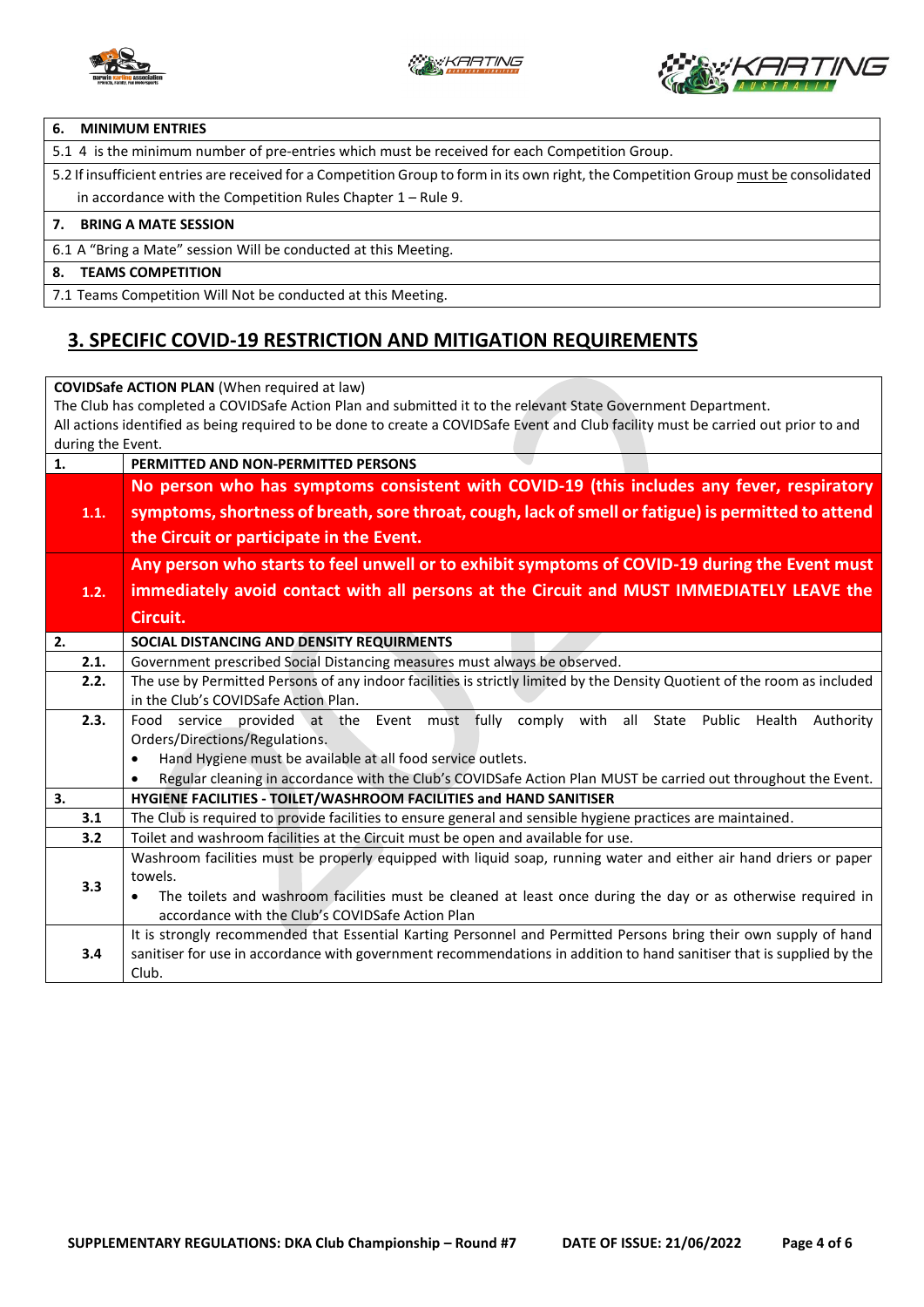| 6. MINIMUM ENTRIES |
|---|
| 5.1 4 is the minimum number of pre-entries which must be received for each Competition Group. |
| 5.2 If insufficient entries are received for a Competition Group to form in its own right, the Competition Group must be consolidated in accordance with the Competition Rules Chapter 1 – Rule 9. |
| **7. BRING A MATE SESSION** |
| 6.1 A "Bring a Mate" session Will be conducted at this Meeting. |
| **8. TEAMS COMPETITION** |
| 7.1 Teams Competition Will Not be conducted at this Meeting. |

## 3. SPECIFIC COVID-19 RESTRICTION AND MITIGATION REQUIREMENTS

**COVIDSafe ACTION PLAN** (When required at law)
The Club has completed a COVIDSafe Action Plan and submitted it to the relevant State Government Department.
All actions identified as being required to be done to create a COVIDSafe Event and Club facility must be carried out prior to and during the Event.

| | |
|---|---|
| **1.** | **PERMITTED AND NON-PERMITTED PERSONS** |
| **1.1.** | **No person who has symptoms consistent with COVID-19 (this includes any fever, respiratory symptoms, shortness of breath, sore throat, cough, lack of smell or fatigue) is permitted to attend the Circuit or participate in the Event.** |
| **1.2.** | **Any person who starts to feel unwell or to exhibit symptoms of COVID-19 during the Event must immediately avoid contact with all persons at the Circuit and MUST IMMEDIATELY LEAVE the Circuit.** |
| **2.** | **SOCIAL DISTANCING AND DENSITY REQUIRMENTS** |
| **2.1.** | Government prescribed Social Distancing measures must always be observed. |
| **2.2.** | The use by Permitted Persons of any indoor facilities is strictly limited by the Density Quotient of the room as included in the Club's COVIDSafe Action Plan. |
| **2.3.** | Food service provided at the Event must fully comply with all State Public Health Authority Orders/Directions/Regulations.<br>• Hand Hygiene must be available at all food service outlets.<br>• Regular cleaning in accordance with the Club's COVIDSafe Action Plan MUST be carried out throughout the Event. |
| **3.** | **HYGIENE FACILITIES - TOILET/WASHROOM FACILITIES and HAND SANITISER** |
| **3.1** | The Club is required to provide facilities to ensure general and sensible hygiene practices are maintained. |
| **3.2** | Toilet and washroom facilities at the Circuit must be open and available for use. |
| **3.3** | Washroom facilities must be properly equipped with liquid soap, running water and either air hand driers or paper towels.<br>• The toilets and washroom facilities must be cleaned at least once during the day or as otherwise required in accordance with the Club's COVIDSafe Action Plan |
| **3.4** | It is strongly recommended that Essential Karting Personnel and Permitted Persons bring their own supply of hand sanitiser for use in accordance with government recommendations in addition to hand sanitiser that is supplied by the Club. |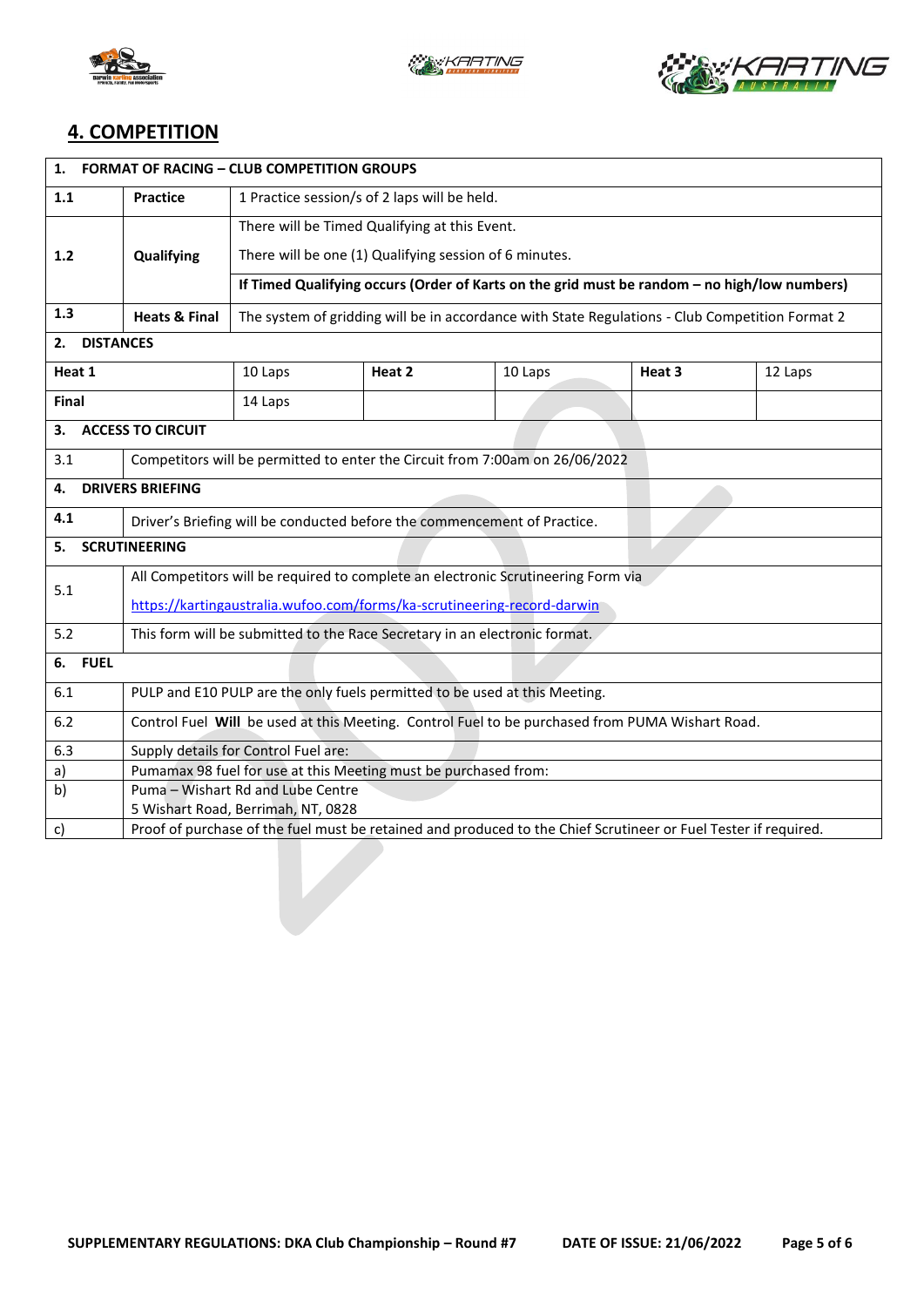## 4. COMPETITION

| 1. FORMAT OF RACING – CLUB COMPETITION GROUPS | | | | | |
|---|---|---|---|---|---|
| 1.1 | Practice | 1 Practice session/s of 2 laps will be held. | | | |
| 1.2 | Qualifying | There will be Timed Qualifying at this Event. There will be one (1) Qualifying session of 6 minutes. **If Timed Qualifying occurs (Order of Karts on the grid must be random – no high/low numbers)** | | | |
| 1.3 | Heats & Final | The system of gridding will be in accordance with State Regulations - Club Competition Format 2 | | | |
| **2. DISTANCES** | | | | | |
| **Heat 1** | 10 Laps | **Heat 2** | 10 Laps | **Heat 3** | 12 Laps |
| **Final** | 14 Laps | | | | |
| **3. ACCESS TO CIRCUIT** | | | | | |
| 3.1 | Competitors will be permitted to enter the Circuit from 7:00am on 26/06/2022 | | | | |
| **4. DRIVERS BRIEFING** | | | | | |
| 4.1 | Driver's Briefing will be conducted before the commencement of Practice. | | | | |
| **5. SCRUTINEERING** | | | | | |
| 5.1 | All Competitors will be required to complete an electronic Scrutineering Form via https://kartingaustralia.wufoo.com/forms/ka-scrutineering-record-darwin | | | | |
| 5.2 | This form will be submitted to the Race Secretary in an electronic format. | | | | |
| **6. FUEL** | | | | | |
| 6.1 | PULP and E10 PULP are the only fuels permitted to be used at this Meeting. | | | | |
| 6.2 | Control Fuel **Will** be used at this Meeting. Control Fuel to be purchased from PUMA Wishart Road. | | | | |
| 6.3 | Supply details for Control Fuel are: | | | | |
| a) | Pumamax 98 fuel for use at this Meeting must be purchased from: | | | | |
| b) | Puma – Wishart Rd and Lube Centre 5 Wishart Road, Berrimah, NT, 0828 | | | | |
| c) | Proof of purchase of the fuel must be retained and produced to the Chief Scrutineer or Fuel Tester if required. | | | | |

SUPPLEMENTARY REGULATIONS: DKA Club Championship – Round #7 DATE OF ISSUE: 21/06/2022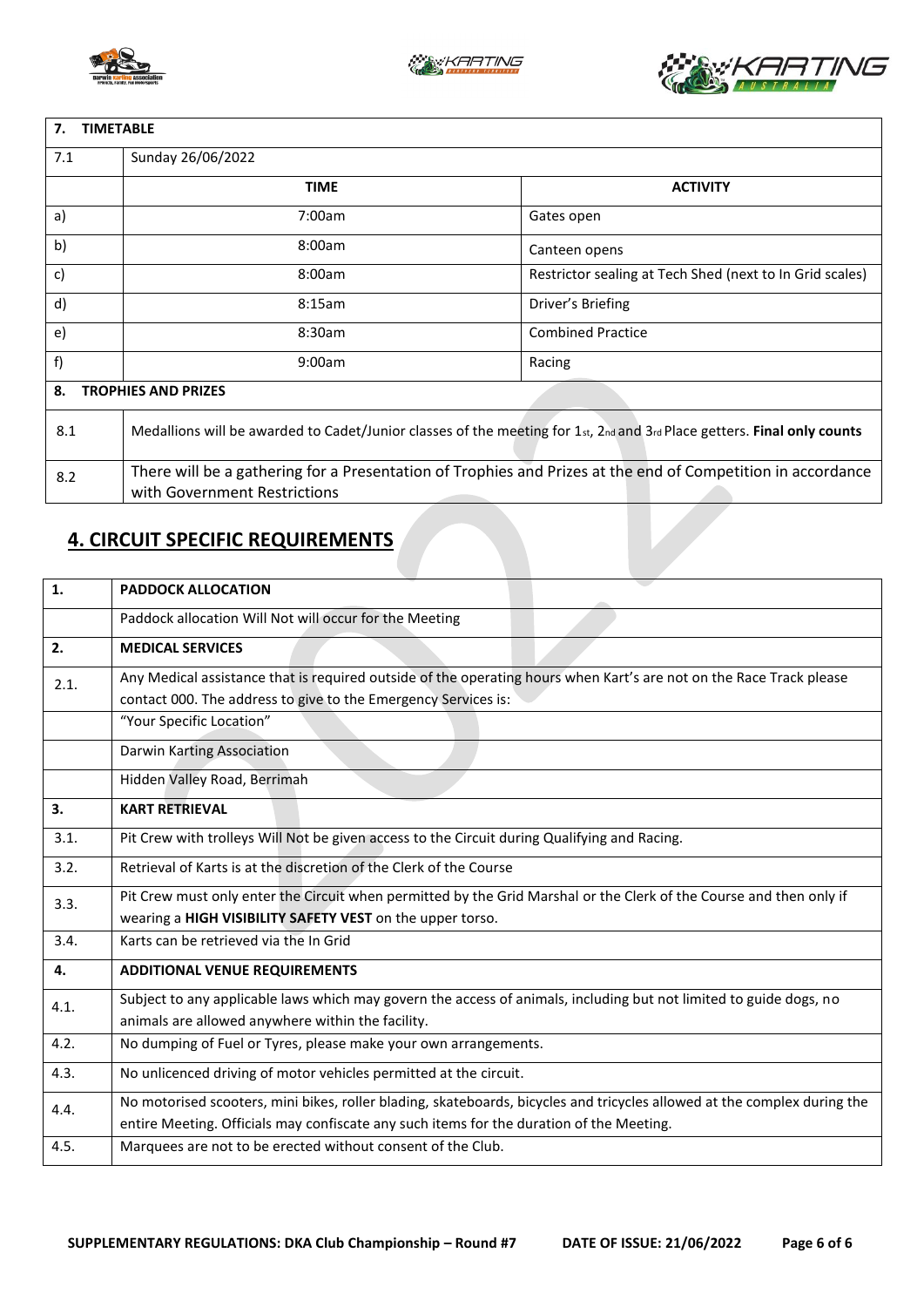| 7. | TIMETABLE | |
|---|---|---|
| 7.1 | Sunday 26/06/2022 | |
| | **TIME** | **ACTIVITY** |
| a) | 7:00am | Gates open |
| b) | 8:00am | Canteen opens |
| c) | 8:00am | Restrictor sealing at Tech Shed (next to In Grid scales) |
| d) | 8:15am | Driver's Briefing |
| e) | 8:30am | Combined Practice |
| f) | 9:00am | Racing |

| 8. | TROPHIES AND PRIZES |
|---|---|
| 8.1 | Medallions will be awarded to Cadet/Junior classes of the meeting for 1st, 2nd and 3rd Place getters. **Final only counts** |
| 8.2 | There will be a gathering for a Presentation of Trophies and Prizes at the end of Competition in accordance with Government Restrictions |

## 4. CIRCUIT SPECIFIC REQUIREMENTS

| | |
|---|---|
| **1.** | **PADDOCK ALLOCATION** |
| | Paddock allocation Will Not will occur for the Meeting |
| **2.** | **MEDICAL SERVICES** |
| 2.1. | Any Medical assistance that is required outside of the operating hours when Kart's are not on the Race Track please contact 000. The address to give to the Emergency Services is: |
| | "Your Specific Location" |
| | Darwin Karting Association |
| | Hidden Valley Road, Berrimah |
| **3.** | **KART RETRIEVAL** |
| 3.1. | Pit Crew with trolleys Will Not be given access to the Circuit during Qualifying and Racing. |
| 3.2. | Retrieval of Karts is at the discretion of the Clerk of the Course |
| 3.3. | Pit Crew must only enter the Circuit when permitted by the Grid Marshal or the Clerk of the Course and then only if wearing a **HIGH VISIBILITY SAFETY VEST** on the upper torso. |
| 3.4. | Karts can be retrieved via the In Grid |
| **4.** | **ADDITIONAL VENUE REQUIREMENTS** |
| 4.1. | Subject to any applicable laws which may govern the access of animals, including but not limited to guide dogs, no animals are allowed anywhere within the facility. |
| 4.2. | No dumping of Fuel or Tyres, please make your own arrangements. |
| 4.3. | No unlicenced driving of motor vehicles permitted at the circuit. |
| 4.4. | No motorised scooters, mini bikes, roller blading, skateboards, bicycles and tricycles allowed at the complex during the entire Meeting. Officials may confiscate any such items for the duration of the Meeting. |
| 4.5. | Marquees are not to be erected without consent of the Club. |